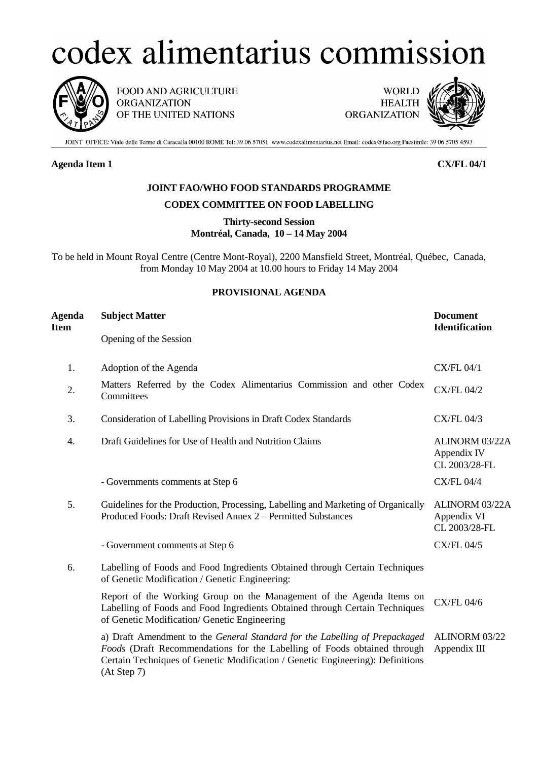# codex alimentarius commission

FOOD AND AGRICULTURE ORGANIZATION OF THE UNITED NATIONS

WORLD HEALTH ORGANIZATION

JOINT OFFICE: Viale delle Terme di Caracalla 00100 ROME Tel: 39 06 57051 www.codexalimentarius.net Email: codex@fao.org Facsimile: 39 06 5705 4593

**Agenda Item 1** **CX/FL 04/1**

## JOINT FAO/WHO FOOD STANDARDS PROGRAMME

## CODEX COMMITTEE ON FOOD LABELLING

**Thirty-second Session**
**Montréal, Canada, 10 – 14 May 2004**

To be held in Mount Royal Centre (Centre Mont-Royal), 2200 Mansfield Street, Montréal, Québec, Canada, from Monday 10 May 2004 at 10.00 hours to Friday 14 May 2004

### PROVISIONAL AGENDA

| Agenda Item | Subject Matter | Document Identification |
|---|---|---|
| | Opening of the Session | |
| 1. | Adoption of the Agenda | CX/FL 04/1 |
| 2. | Matters Referred by the Codex Alimentarius Commission and other Codex Committees | CX/FL 04/2 |
| 3. | Consideration of Labelling Provisions in Draft Codex Standards | CX/FL 04/3 |
| 4. | Draft Guidelines for Use of Health and Nutrition Claims | ALINORM 03/22A Appendix IV CL 2003/28-FL |
| | - Governments comments at Step 6 | CX/FL 04/4 |
| 5. | Guidelines for the Production, Processing, Labelling and Marketing of Organically Produced Foods: Draft Revised Annex 2 – Permitted Substances | ALINORM 03/22A Appendix VI CL 2003/28-FL |
| | - Government comments at Step 6 | CX/FL 04/5 |
| 6. | Labelling of Foods and Food Ingredients Obtained through Certain Techniques of Genetic Modification / Genetic Engineering: | |
| | Report of the Working Group on the Management of the Agenda Items on Labelling of Foods and Food Ingredients Obtained through Certain Techniques of Genetic Modification/ Genetic Engineering | CX/FL 04/6 |
| | a) Draft Amendment to the *General Standard for the Labelling of Prepackaged Foods* (Draft Recommendations for the Labelling of Foods obtained through Certain Techniques of Genetic Modification / Genetic Engineering): Definitions (At Step 7) | ALINORM 03/22 Appendix III |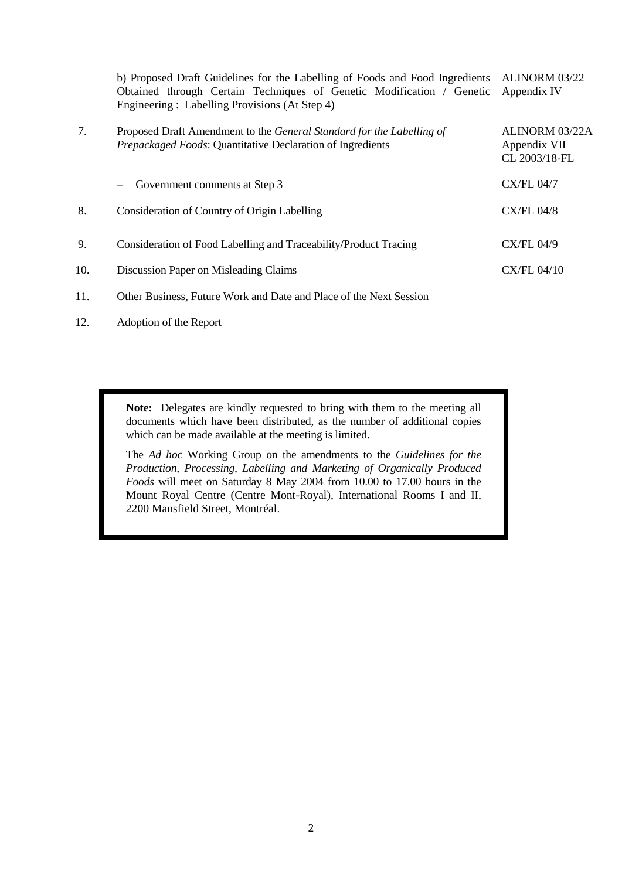| | | |
|---|---|---|
| | b) Proposed Draft Guidelines for the Labelling of Foods and Food Ingredients Obtained through Certain Techniques of Genetic Modification / Genetic Engineering : Labelling Provisions (At Step 4) | ALINORM 03/22 Appendix IV |
| 7. | Proposed Draft Amendment to the *General Standard for the Labelling of Prepackaged Foods*: Quantitative Declaration of Ingredients | ALINORM 03/22A Appendix VII CL 2003/18-FL |
| | – Government comments at Step 3 | CX/FL 04/7 |
| 8. | Consideration of Country of Origin Labelling | CX/FL 04/8 |
| 9. | Consideration of Food Labelling and Traceability/Product Tracing | CX/FL 04/9 |
| 10. | Discussion Paper on Misleading Claims | CX/FL 04/10 |
| 11. | Other Business, Future Work and Date and Place of the Next Session | |
| 12. | Adoption of the Report | |

**Note:** Delegates are kindly requested to bring with them to the meeting all documents which have been distributed, as the number of additional copies which can be made available at the meeting is limited.

The *Ad hoc* Working Group on the amendments to the *Guidelines for the Production, Processing, Labelling and Marketing of Organically Produced Foods* will meet on Saturday 8 May 2004 from 10.00 to 17.00 hours in the Mount Royal Centre (Centre Mont-Royal), International Rooms I and II, 2200 Mansfield Street, Montréal.